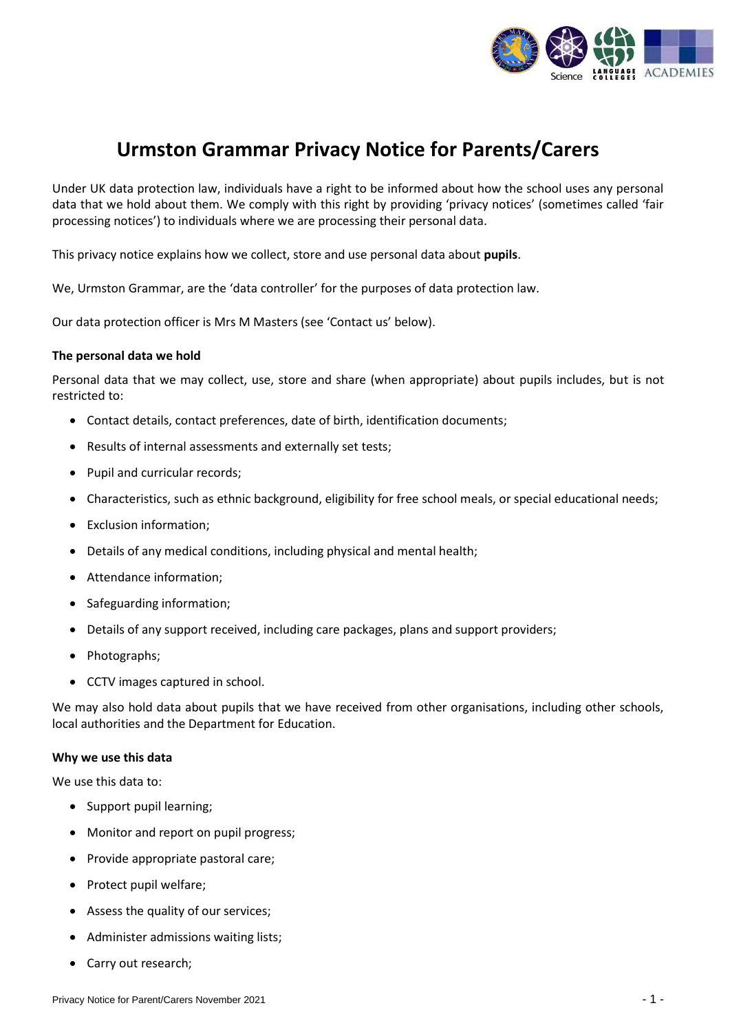# Urmston Grammar Privacy Notice for Parents/Carers

Under UK data protection law, individuals have a right to be informed about how the school uses any personal data that we hold about them. We comply with this right by providing 'privacy notices' (sometimes called 'fair processing notices') to individuals where we are processing their personal data.

This privacy notice explains how we collect, store and use personal data about **pupils**.

We, Urmston Grammar, are the 'data controller' for the purposes of data protection law.

Our data protection officer is Mrs M Masters (see 'Contact us' below).

**The personal data we hold**

Personal data that we may collect, use, store and share (when appropriate) about pupils includes, but is not restricted to:

- Contact details, contact preferences, date of birth, identification documents;
- Results of internal assessments and externally set tests;
- Pupil and curricular records;
- Characteristics, such as ethnic background, eligibility for free school meals, or special educational needs;
- Exclusion information;
- Details of any medical conditions, including physical and mental health;
- Attendance information;
- Safeguarding information;
- Details of any support received, including care packages, plans and support providers;
- Photographs;
- CCTV images captured in school.

We may also hold data about pupils that we have received from other organisations, including other schools, local authorities and the Department for Education.

**Why we use this data**

We use this data to:

- Support pupil learning;
- Monitor and report on pupil progress;
- Provide appropriate pastoral care;
- Protect pupil welfare;
- Assess the quality of our services;
- Administer admissions waiting lists;
- Carry out research;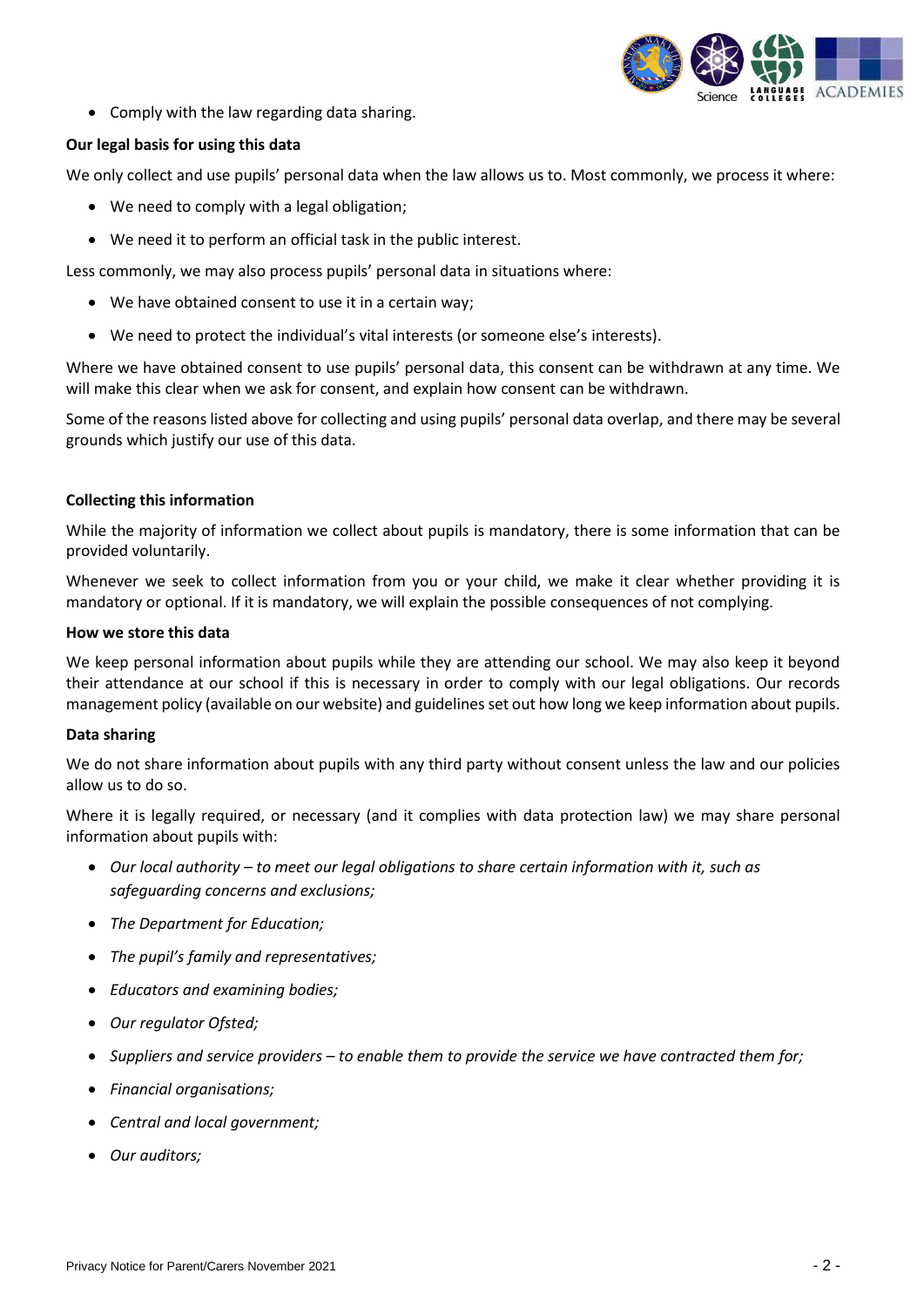- Comply with the law regarding data sharing.

**Our legal basis for using this data**

We only collect and use pupils' personal data when the law allows us to. Most commonly, we process it where:

- We need to comply with a legal obligation;
- We need it to perform an official task in the public interest.

Less commonly, we may also process pupils' personal data in situations where:

- We have obtained consent to use it in a certain way;
- We need to protect the individual's vital interests (or someone else's interests).

Where we have obtained consent to use pupils' personal data, this consent can be withdrawn at any time. We will make this clear when we ask for consent, and explain how consent can be withdrawn.

Some of the reasons listed above for collecting and using pupils' personal data overlap, and there may be several grounds which justify our use of this data.

**Collecting this information**

While the majority of information we collect about pupils is mandatory, there is some information that can be provided voluntarily.

Whenever we seek to collect information from you or your child, we make it clear whether providing it is mandatory or optional. If it is mandatory, we will explain the possible consequences of not complying.

**How we store this data**

We keep personal information about pupils while they are attending our school. We may also keep it beyond their attendance at our school if this is necessary in order to comply with our legal obligations. Our records management policy (available on our website) and guidelines set out how long we keep information about pupils.

**Data sharing**

We do not share information about pupils with any third party without consent unless the law and our policies allow us to do so.

Where it is legally required, or necessary (and it complies with data protection law) we may share personal information about pupils with:

- *Our local authority – to meet our legal obligations to share certain information with it, such as safeguarding concerns and exclusions;*
- *The Department for Education;*
- *The pupil's family and representatives;*
- *Educators and examining bodies;*
- *Our regulator Ofsted;*
- *Suppliers and service providers – to enable them to provide the service we have contracted them for;*
- *Financial organisations;*
- *Central and local government;*
- *Our auditors;*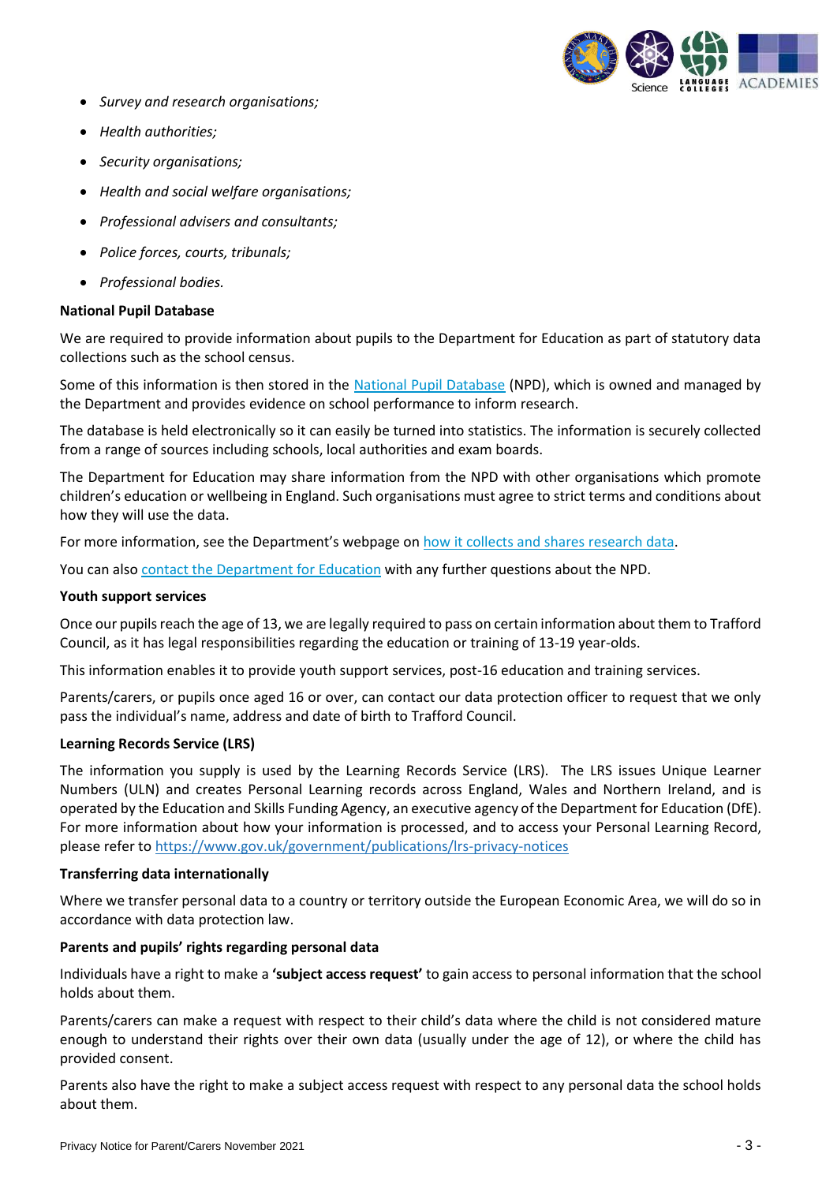- *Survey and research organisations;*
- *Health authorities;*
- *Security organisations;*
- *Health and social welfare organisations;*
- *Professional advisers and consultants;*
- *Police forces, courts, tribunals;*
- *Professional bodies.*

**National Pupil Database**

We are required to provide information about pupils to the Department for Education as part of statutory data collections such as the school census.

Some of this information is then stored in the National Pupil Database (NPD), which is owned and managed by the Department and provides evidence on school performance to inform research.

The database is held electronically so it can easily be turned into statistics. The information is securely collected from a range of sources including schools, local authorities and exam boards.

The Department for Education may share information from the NPD with other organisations which promote children's education or wellbeing in England. Such organisations must agree to strict terms and conditions about how they will use the data.

For more information, see the Department's webpage on how it collects and shares research data.

You can also contact the Department for Education with any further questions about the NPD.

**Youth support services**

Once our pupils reach the age of 13, we are legally required to pass on certain information about them to Trafford Council, as it has legal responsibilities regarding the education or training of 13-19 year-olds.

This information enables it to provide youth support services, post-16 education and training services.

Parents/carers, or pupils once aged 16 or over, can contact our data protection officer to request that we only pass the individual's name, address and date of birth to Trafford Council.

**Learning Records Service (LRS)**

The information you supply is used by the Learning Records Service (LRS). The LRS issues Unique Learner Numbers (ULN) and creates Personal Learning records across England, Wales and Northern Ireland, and is operated by the Education and Skills Funding Agency, an executive agency of the Department for Education (DfE). For more information about how your information is processed, and to access your Personal Learning Record, please refer to https://www.gov.uk/government/publications/lrs-privacy-notices

**Transferring data internationally**

Where we transfer personal data to a country or territory outside the European Economic Area, we will do so in accordance with data protection law.

**Parents and pupils' rights regarding personal data**

Individuals have a right to make a **'subject access request'** to gain access to personal information that the school holds about them.

Parents/carers can make a request with respect to their child's data where the child is not considered mature enough to understand their rights over their own data (usually under the age of 12), or where the child has provided consent.

Parents also have the right to make a subject access request with respect to any personal data the school holds about them.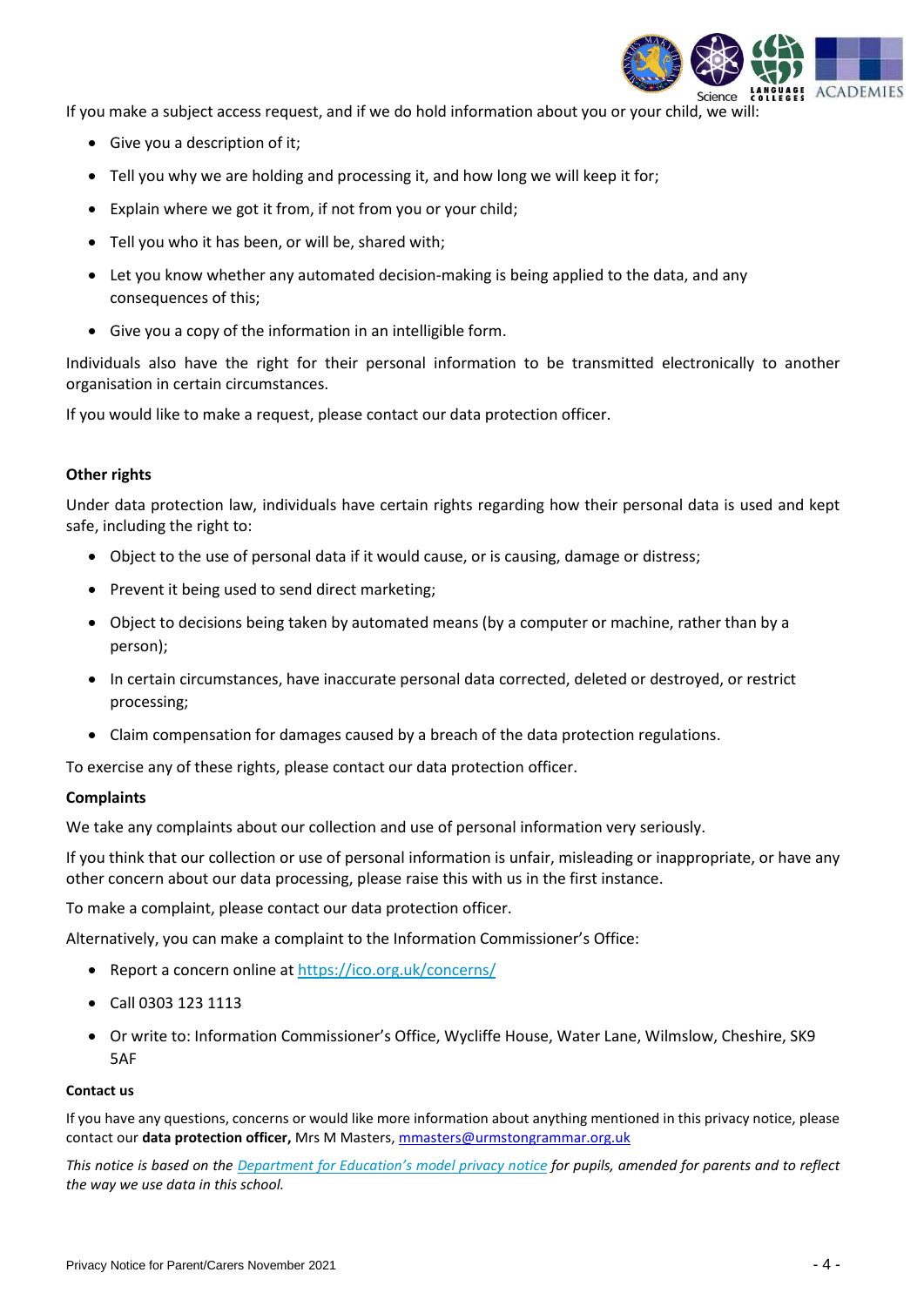If you make a subject access request, and if we do hold information about you or your child, we will:

- Give you a description of it;
- Tell you why we are holding and processing it, and how long we will keep it for;
- Explain where we got it from, if not from you or your child;
- Tell you who it has been, or will be, shared with;
- Let you know whether any automated decision-making is being applied to the data, and any consequences of this;
- Give you a copy of the information in an intelligible form.

Individuals also have the right for their personal information to be transmitted electronically to another organisation in certain circumstances.

If you would like to make a request, please contact our data protection officer.

**Other rights**

Under data protection law, individuals have certain rights regarding how their personal data is used and kept safe, including the right to:

- Object to the use of personal data if it would cause, or is causing, damage or distress;
- Prevent it being used to send direct marketing;
- Object to decisions being taken by automated means (by a computer or machine, rather than by a person);
- In certain circumstances, have inaccurate personal data corrected, deleted or destroyed, or restrict processing;
- Claim compensation for damages caused by a breach of the data protection regulations.

To exercise any of these rights, please contact our data protection officer.

**Complaints**

We take any complaints about our collection and use of personal information very seriously.

If you think that our collection or use of personal information is unfair, misleading or inappropriate, or have any other concern about our data processing, please raise this with us in the first instance.

To make a complaint, please contact our data protection officer.

Alternatively, you can make a complaint to the Information Commissioner's Office:

- Report a concern online at [https://ico.org.uk/concerns/](https://ico.org.uk/concerns/)
- Call 0303 123 1113
- Or write to: Information Commissioner's Office, Wycliffe House, Water Lane, Wilmslow, Cheshire, SK9 5AF

**Contact us**

If you have any questions, concerns or would like more information about anything mentioned in this privacy notice, please contact our **data protection officer,** Mrs M Masters, mmasters@urmstongrammar.org.uk

*This notice is based on the Department for Education's model privacy notice for pupils, amended for parents and to reflect the way we use data in this school.*